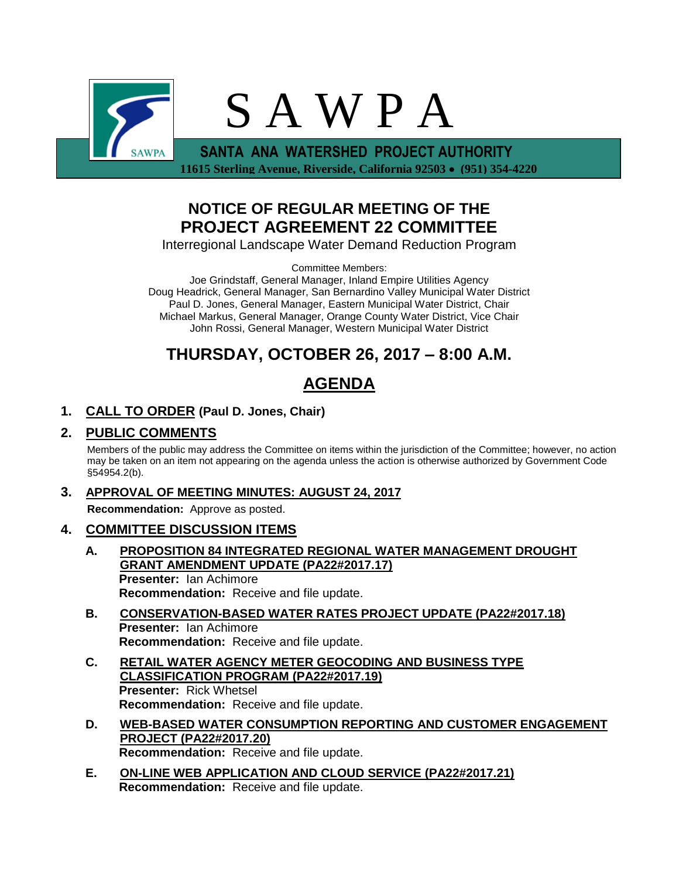# S A W P A

**SANTA ANA WATERSHED PROJECT AUTHORITY**

**11615 Sterling Avenue, Riverside, California 92503 • (951) 354-4220**

## NOTICE OF REGULAR MEETING OF THE PROJECT AGREEMENT 22 COMMITTEE

Interregional Landscape Water Demand Reduction Program

Committee Members:
Joe Grindstaff, General Manager, Inland Empire Utilities Agency
Doug Headrick, General Manager, San Bernardino Valley Municipal Water District
Paul D. Jones, General Manager, Eastern Municipal Water District, Chair
Michael Markus, General Manager, Orange County Water District, Vice Chair
John Rossi, General Manager, Western Municipal Water District

## THURSDAY, OCTOBER 26, 2017 – 8:00 A.M.

## AGENDA

**1. CALL TO ORDER (Paul D. Jones, Chair)**

**2. PUBLIC COMMENTS**

Members of the public may address the Committee on items within the jurisdiction of the Committee; however, no action may be taken on an item not appearing on the agenda unless the action is otherwise authorized by Government Code §54954.2(b).

**3. APPROVAL OF MEETING MINUTES: AUGUST 24, 2017**

**Recommendation:** Approve as posted.

**4. COMMITTEE DISCUSSION ITEMS**

**A. PROPOSITION 84 INTEGRATED REGIONAL WATER MANAGEMENT DROUGHT GRANT AMENDMENT UPDATE (PA22#2017.17)**
**Presenter:** Ian Achimore
**Recommendation:** Receive and file update.

**B. CONSERVATION-BASED WATER RATES PROJECT UPDATE (PA22#2017.18)**
**Presenter:** Ian Achimore
**Recommendation:** Receive and file update.

**C. RETAIL WATER AGENCY METER GEOCODING AND BUSINESS TYPE CLASSIFICATION PROGRAM (PA22#2017.19)**
**Presenter:** Rick Whetsel
**Recommendation:** Receive and file update.

**D. WEB-BASED WATER CONSUMPTION REPORTING AND CUSTOMER ENGAGEMENT PROJECT (PA22#2017.20)**
**Recommendation:** Receive and file update.

**E. ON-LINE WEB APPLICATION AND CLOUD SERVICE (PA22#2017.21)**
**Recommendation:** Receive and file update.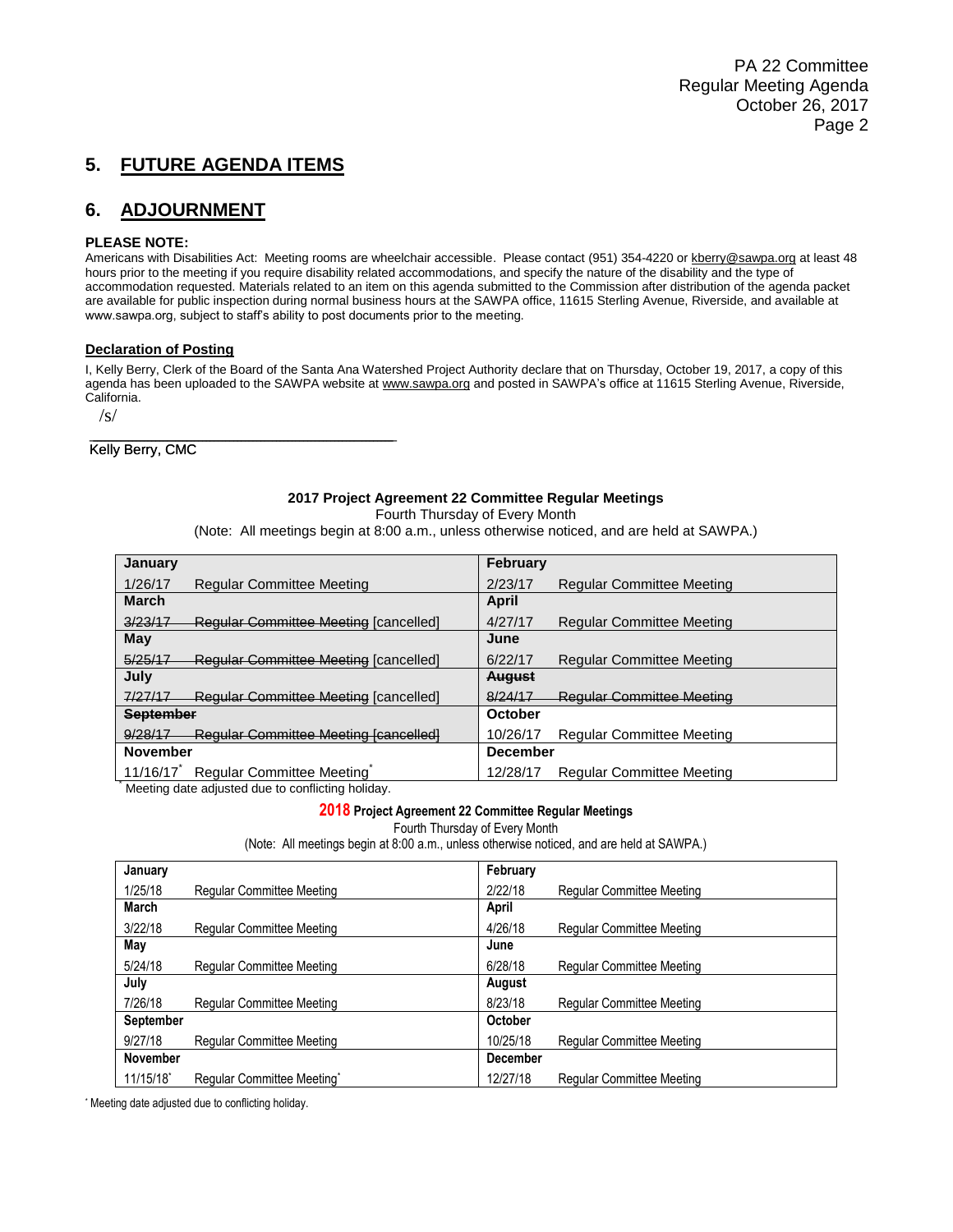## 5. FUTURE AGENDA ITEMS

## 6. ADJOURNMENT

**PLEASE NOTE:**

Americans with Disabilities Act: Meeting rooms are wheelchair accessible. Please contact (951) 354-4220 or kberry@sawpa.org at least 48 hours prior to the meeting if you require disability related accommodations, and specify the nature of the disability and the type of accommodation requested. Materials related to an item on this agenda submitted to the Commission after distribution of the agenda packet are available for public inspection during normal business hours at the SAWPA office, 11615 Sterling Avenue, Riverside, and available at www.sawpa.org, subject to staff's ability to post documents prior to the meeting.

**Declaration of Posting**

I, Kelly Berry, Clerk of the Board of the Santa Ana Watershed Project Authority declare that on Thursday, October 19, 2017, a copy of this agenda has been uploaded to the SAWPA website at www.sawpa.org and posted in SAWPA's office at 11615 Sterling Avenue, Riverside, California.

/s/

Kelly Berry, CMC

**2017 Project Agreement 22 Committee Regular Meetings**

Fourth Thursday of Every Month

(Note: All meetings begin at 8:00 a.m., unless otherwise noticed, and are held at SAWPA.)

| | | | |
|---|---|---|---|
| **January** | | **February** | |
| 1/26/17 | Regular Committee Meeting | 2/23/17 | Regular Committee Meeting |
| **March** | | **April** | |
| ~~3/23/17~~ | ~~Regular Committee Meeting~~ [cancelled] | 4/27/17 | Regular Committee Meeting |
| **May** | | **June** | |
| ~~5/25/17~~ | ~~Regular Committee Meeting~~ [cancelled] | 6/22/17 | Regular Committee Meeting |
| **July** | | ~~**August**~~ | |
| ~~7/27/17~~ | ~~Regular Committee Meeting~~ [cancelled] | ~~8/24/17~~ | ~~Regular Committee Meeting~~ |
| ~~**September**~~ | | **October** | |
| ~~9/28/17~~ | ~~Regular Committee Meeting [cancelled]~~ | 10/26/17 | Regular Committee Meeting |
| **November** | | **December** | |
| 11/16/17* | Regular Committee Meeting* | 12/28/17 | Regular Committee Meeting |

\* Meeting date adjusted due to conflicting holiday.

**2018 Project Agreement 22 Committee Regular Meetings**

Fourth Thursday of Every Month

(Note: All meetings begin at 8:00 a.m., unless otherwise noticed, and are held at SAWPA.)

| | | | |
|---|---|---|---|
| **January** | | **February** | |
| 1/25/18 | Regular Committee Meeting | 2/22/18 | Regular Committee Meeting |
| **March** | | **April** | |
| 3/22/18 | Regular Committee Meeting | 4/26/18 | Regular Committee Meeting |
| **May** | | **June** | |
| 5/24/18 | Regular Committee Meeting | 6/28/18 | Regular Committee Meeting |
| **July** | | **August** | |
| 7/26/18 | Regular Committee Meeting | 8/23/18 | Regular Committee Meeting |
| **September** | | **October** | |
| 9/27/18 | Regular Committee Meeting | 10/25/18 | Regular Committee Meeting |
| **November** | | **December** | |
| 11/15/18* | Regular Committee Meeting* | 12/27/18 | Regular Committee Meeting |

\* Meeting date adjusted due to conflicting holiday.